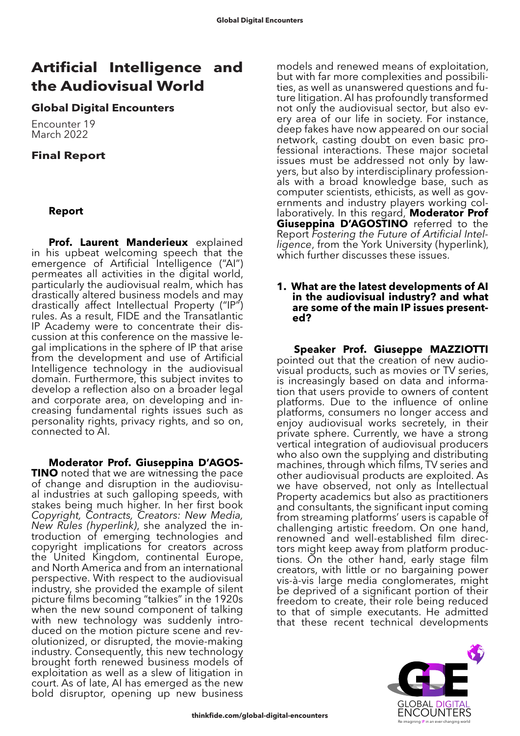# Artificial Intelligence and the Audiovisual World

## Global Digital Encounters

Encounter 19
March 2022

## Final Report

### Report

**Prof. Laurent Manderieux** explained in his upbeat welcoming speech that the emergence of Artificial Intelligence ("AI") permeates all activities in the digital world, particularly the audiovisual realm, which has drastically altered business models and may drastically affect Intellectual Property ("IP") rules. As a result, FIDE and the Transatlantic IP Academy were to concentrate their discussion at this conference on the massive legal implications in the sphere of IP that arise from the development and use of Artificial Intelligence technology in the audiovisual domain. Furthermore, this subject invites to develop a reflection also on a broader legal and corporate area, on developing and increasing fundamental rights issues such as personality rights, privacy rights, and so on, connected to AI.

**Moderator Prof. Giuseppina D'AGOSTINO** noted that we are witnessing the pace of change and disruption in the audiovisual industries at such galloping speeds, with stakes being much higher. In her first book *Copyright, Contracts, Creators: New Media, New Rules (hyperlink)*, she analyzed the introduction of emerging technologies and copyright implications for creators across the United Kingdom, continental Europe, and North America and from an international perspective. With respect to the audiovisual industry, she provided the example of silent picture films becoming "talkies" in the 1920s when the new sound component of talking with new technology was suddenly introduced on the motion picture scene and revolutionized, or disrupted, the movie-making industry. Consequently, this new technology brought forth renewed business models of exploitation as well as a slew of litigation in court. As of late, AI has emerged as the new bold disruptor, opening up new business models and renewed means of exploitation, but with far more complexities and possibilities, as well as unanswered questions and future litigation. AI has profoundly transformed not only the audiovisual sector, but also every area of our life in society. For instance, deep fakes have now appeared on our social network, casting doubt on even basic professional interactions. These major societal issues must be addressed not only by lawyers, but also by interdisciplinary professionals with a broad knowledge base, such as computer scientists, ethicists, as well as governments and industry players working collaboratively. In this regard, **Moderator Prof Giuseppina D'AGOSTINO** referred to the Report *Fostering the Future of Artificial Intelligence*, from the York University (hyperlink), which further discusses these issues.

### 1. What are the latest developments of AI in the audiovisual industry? and what are some of the main IP issues presented?

**Speaker Prof. Giuseppe MAZZIOTTI** pointed out that the creation of new audiovisual products, such as movies or TV series, is increasingly based on data and information that users provide to owners of content platforms. Due to the influence of online platforms, consumers no longer access and enjoy audiovisual works secretely, in their private sphere. Currently, we have a strong vertical integration of audiovisual producers who also own the supplying and distributing machines, through which films, TV series and other audiovisual products are exploited. As we have observed, not only as Intellectual Property academics but also as practitioners and consultants, the significant input coming from streaming platforms' users is capable of challenging artistic freedom. On one hand, renowned and well-established film directors might keep away from platform productions. On the other hand, early stage film creators, with little or no bargaining power vis-à-vis large media conglomerates, might be deprived of a significant portion of their freedom to create, their role being reduced to that of simple executants. He admitted that these recent technical developments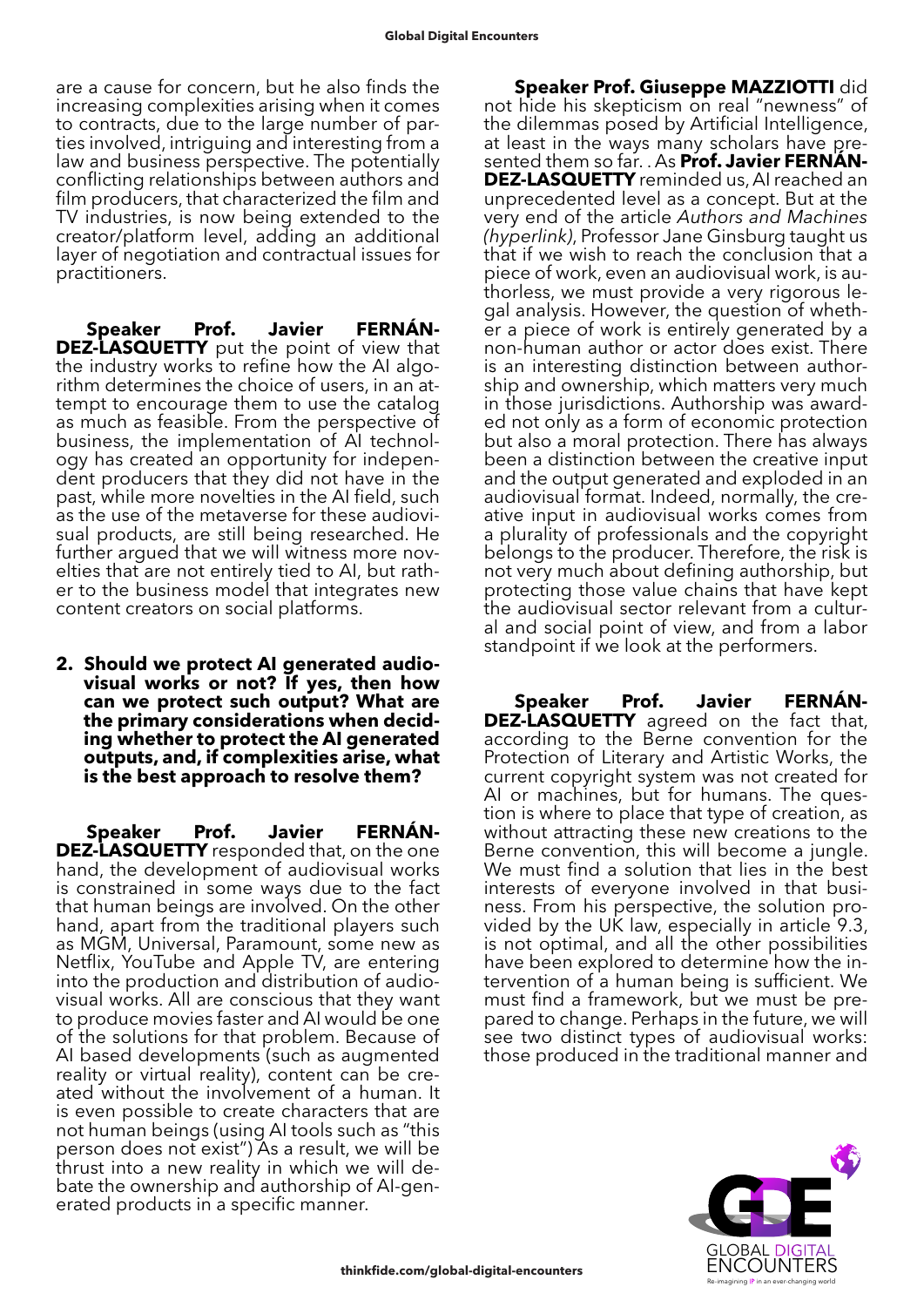are a cause for concern, but he also finds the increasing complexities arising when it comes to contracts, due to the large number of parties involved, intriguing and interesting from a law and business perspective. The potentially conflicting relationships between authors and film producers, that characterized the film and TV industries, is now being extended to the creator/platform level, adding an additional layer of negotiation and contractual issues for practitioners.

**Speaker Prof. Javier FERNÁNDEZ-LASQUETTY** put the point of view that the industry works to refine how the AI algorithm determines the choice of users, in an attempt to encourage them to use the catalog as much as feasible. From the perspective of business, the implementation of AI technology has created an opportunity for independent producers that they did not have in the past, while more novelties in the AI field, such as the use of the metaverse for these audiovisual products, are still being researched. He further argued that we will witness more novelties that are not entirely tied to AI, but rather to the business model that integrates new content creators on social platforms.

2. **Should we protect AI generated audiovisual works or not? If yes, then how can we protect such output? What are the primary considerations when deciding whether to protect the AI generated outputs, and, if complexities arise, what is the best approach to resolve them?**

**Speaker Prof. Javier FERNÁNDEZ-LASQUETTY** responded that, on the one hand, the development of audiovisual works is constrained in some ways due to the fact that human beings are involved. On the other hand, apart from the traditional players such as MGM, Universal, Paramount, some new as Netflix, YouTube and Apple TV, are entering into the production and distribution of audiovisual works. All are conscious that they want to produce movies faster and AI would be one of the solutions for that problem. Because of AI based developments (such as augmented reality or virtual reality), content can be created without the involvement of a human. It is even possible to create characters that are not human beings (using AI tools such as "this person does not exist") As a result, we will be thrust into a new reality in which we will debate the ownership and authorship of AI-generated products in a specific manner.

**Speaker Prof. Giuseppe MAZZIOTTI** did not hide his skepticism on real "newness" of the dilemmas posed by Artificial Intelligence, at least in the ways many scholars have presented them so far. . As **Prof. Javier FERNÁNDEZ-LASQUETTY** reminded us, AI reached an unprecedented level as a concept. But at the very end of the article *Authors and Machines (hyperlink)*, Professor Jane Ginsburg taught us that if we wish to reach the conclusion that a piece of work, even an audiovisual work, is authorless, we must provide a very rigorous legal analysis. However, the question of whether a piece of work is entirely generated by a non-human author or actor does exist. There is an interesting distinction between authorship and ownership, which matters very much in those jurisdictions. Authorship was awarded not only as a form of economic protection but also a moral protection. There has always been a distinction between the creative input and the output generated and exploded in an audiovisual format. Indeed, normally, the creative input in audiovisual works comes from a plurality of professionals and the copyright belongs to the producer. Therefore, the risk is not very much about defining authorship, but protecting those value chains that have kept the audiovisual sector relevant from a cultural and social point of view, and from a labor standpoint if we look at the performers.

**Speaker Prof. Javier FERNÁNDEZ-LASQUETTY** agreed on the fact that, according to the Berne convention for the Protection of Literary and Artistic Works, the current copyright system was not created for AI or machines, but for humans. The question is where to place that type of creation, as without attracting these new creations to the Berne convention, this will become a jungle. We must find a solution that lies in the best interests of everyone involved in that business. From his perspective, the solution provided by the UK law, especially in article 9.3, is not optimal, and all the other possibilities have been explored to determine how the intervention of a human being is sufficient. We must find a framework, but we must be prepared to change. Perhaps in the future, we will see two distinct types of audiovisual works: those produced in the traditional manner and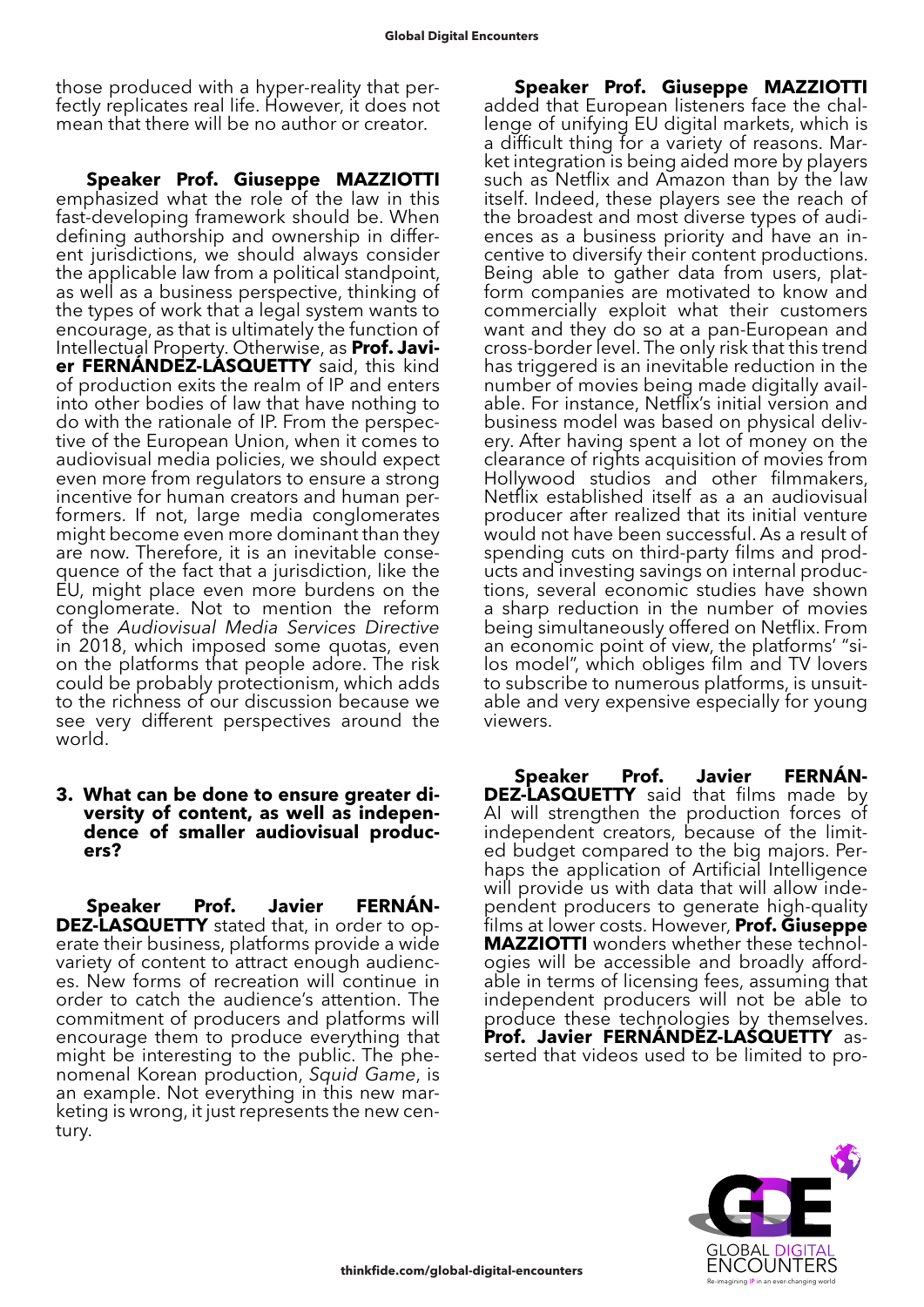those produced with a hyper-reality that perfectly replicates real life. However, it does not mean that there will be no author or creator.

**Speaker Prof. Giuseppe MAZZIOTTI** emphasized what the role of the law in this fast-developing framework should be. When defining authorship and ownership in different jurisdictions, we should always consider the applicable law from a political standpoint, as well as a business perspective, thinking of the types of work that a legal system wants to encourage, as that is ultimately the function of Intellectual Property. Otherwise, as **Prof. Javier FERNÁNDEZ-LASQUETTY** said, this kind of production exits the realm of IP and enters into other bodies of law that have nothing to do with the rationale of IP. From the perspective of the European Union, when it comes to audiovisual media policies, we should expect even more from regulators to ensure a strong incentive for human creators and human performers. If not, large media conglomerates might become even more dominant than they are now. Therefore, it is an inevitable consequence of the fact that a jurisdiction, like the EU, might place even more burdens on the conglomerate. Not to mention the reform of the *Audiovisual Media Services Directive* in 2018, which imposed some quotas, even on the platforms that people adore. The risk could be probably protectionism, which adds to the richness of our discussion because we see very different perspectives around the world.

**3. What can be done to ensure greater diversity of content, as well as independence of smaller audiovisual producers?**

**Speaker Prof. Javier FERNÁNDEZ-LASQUETTY** stated that, in order to operate their business, platforms provide a wide variety of content to attract enough audiences. New forms of recreation will continue in order to catch the audience's attention. The commitment of producers and platforms will encourage them to produce everything that might be interesting to the public. The phenomenal Korean production, *Squid Game*, is an example. Not everything in this new marketing is wrong, it just represents the new century.

**Speaker Prof. Giuseppe MAZZIOTTI** added that European listeners face the challenge of unifying EU digital markets, which is a difficult thing for a variety of reasons. Market integration is being aided more by players such as Netflix and Amazon than by the law itself. Indeed, these players see the reach of the broadest and most diverse types of audiences as a business priority and have an incentive to diversify their content productions. Being able to gather data from users, platform companies are motivated to know and commercially exploit what their customers want and they do so at a pan-European and cross-border level. The only risk that this trend has triggered is an inevitable reduction in the number of movies being made digitally available. For instance, Netflix's initial version and business model was based on physical delivery. After having spent a lot of money on the clearance of rights acquisition of movies from Hollywood studios and other filmmakers, Netflix established itself as a an audiovisual producer after realized that its initial venture would not have been successful. As a result of spending cuts on third-party films and products and investing savings on internal productions, several economic studies have shown a sharp reduction in the number of movies being simultaneously offered on Netflix. From an economic point of view, the platforms' "silos model", which obliges film and TV lovers to subscribe to numerous platforms, is unsuitable and very expensive especially for young viewers.

**Speaker Prof. Javier FERNÁNDEZ-LASQUETTY** said that films made by AI will strengthen the production forces of independent creators, because of the limited budget compared to the big majors. Perhaps the application of Artificial Intelligence will provide us with data that will allow independent producers to generate high-quality films at lower costs. However, **Prof. Giuseppe MAZZIOTTI** wonders whether these technologies will be accessible and broadly affordable in terms of licensing fees, assuming that independent producers will not be able to produce these technologies by themselves. **Prof. Javier FERNÁNDEZ-LASQUETTY** asserted that videos used to be limited to pro-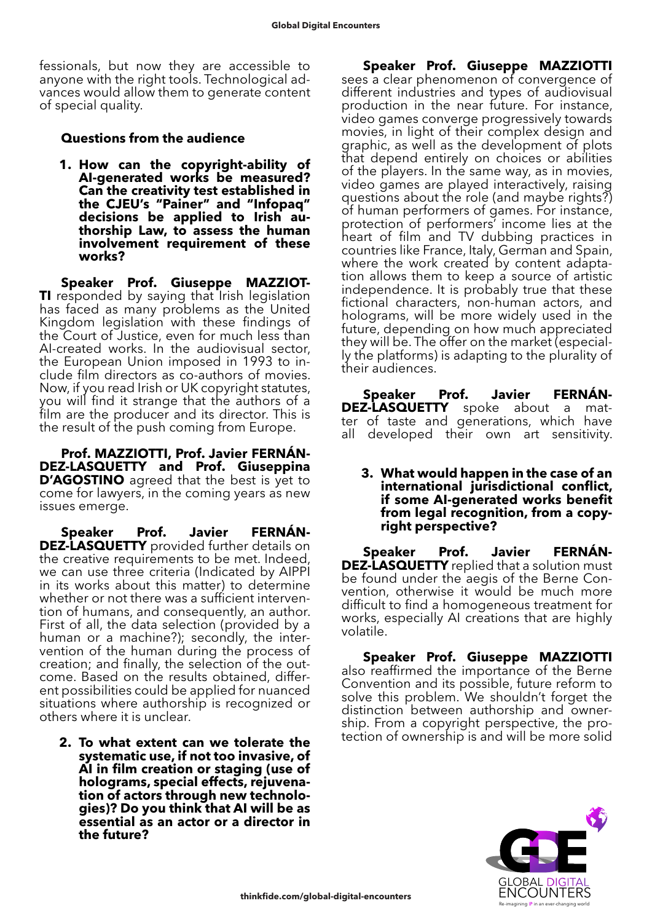fessionals, but now they are accessible to anyone with the right tools. Technological advances would allow them to generate content of special quality.

### Questions from the audience

1. **How can the copyright-ability of AI-generated works be measured? Can the creativity test established in the CJEU's "Painer" and "Infopaq" decisions be applied to Irish authorship Law, to assess the human involvement requirement of these works?**

**Speaker Prof. Giuseppe MAZZIOTTI** responded by saying that Irish legislation has faced as many problems as the United Kingdom legislation with these findings of the Court of Justice, even for much less than AI-created works. In the audiovisual sector, the European Union imposed in 1993 to include film directors as co-authors of movies. Now, if you read Irish or UK copyright statutes, you will find it strange that the authors of a film are the producer and its director. This is the result of the push coming from Europe.

**Prof. MAZZIOTTI, Prof. Javier FERNÁNDEZ-LASQUETTY and Prof. Giuseppina D'AGOSTINO** agreed that the best is yet to come for lawyers, in the coming years as new issues emerge.

**Speaker Prof. Javier FERNÁNDEZ-LASQUETTY** provided further details on the creative requirements to be met. Indeed, we can use three criteria (Indicated by AIPPI in its works about this matter) to determine whether or not there was a sufficient intervention of humans, and consequently, an author. First of all, the data selection (provided by a human or a machine?); secondly, the intervention of the human during the process of creation; and finally, the selection of the outcome. Based on the results obtained, different possibilities could be applied for nuanced situations where authorship is recognized or others where it is unclear.

2. **To what extent can we tolerate the systematic use, if not too invasive, of AI in film creation or staging (use of holograms, special effects, rejuvenation of actors through new technologies)? Do you think that AI will be as essential as an actor or a director in the future?**

**Speaker Prof. Giuseppe MAZZIOTTI** sees a clear phenomenon of convergence of different industries and types of audiovisual production in the near future. For instance, video games converge progressively towards movies, in light of their complex design and graphic, as well as the development of plots that depend entirely on choices or abilities of the players. In the same way, as in movies, video games are played interactively, raising questions about the role (and maybe rights?) of human performers of games. For instance, protection of performers' income lies at the heart of film and TV dubbing practices in countries like France, Italy, German and Spain, where the work created by content adaptation allows them to keep a source of artistic independence. It is probably true that these fictional characters, non-human actors, and holograms, will be more widely used in the future, depending on how much appreciated they will be. The offer on the market (especially the platforms) is adapting to the plurality of their audiences.

**Speaker Prof. Javier FERNÁNDEZ-LASQUETTY** spoke about a matter of taste and generations, which have all developed their own art sensitivity.

3. **What would happen in the case of an international jurisdictional conflict, if some AI-generated works benefit from legal recognition, from a copyright perspective?**

**Speaker Prof. Javier FERNÁNDEZ-LASQUETTY** replied that a solution must be found under the aegis of the Berne Convention, otherwise it would be much more difficult to find a homogeneous treatment for works, especially AI creations that are highly volatile.

**Speaker Prof. Giuseppe MAZZIOTTI** also reaffirmed the importance of the Berne Convention and its possible, future reform to solve this problem. We shouldn't forget the distinction between authorship and ownership. From a copyright perspective, the protection of ownership is and will be more solid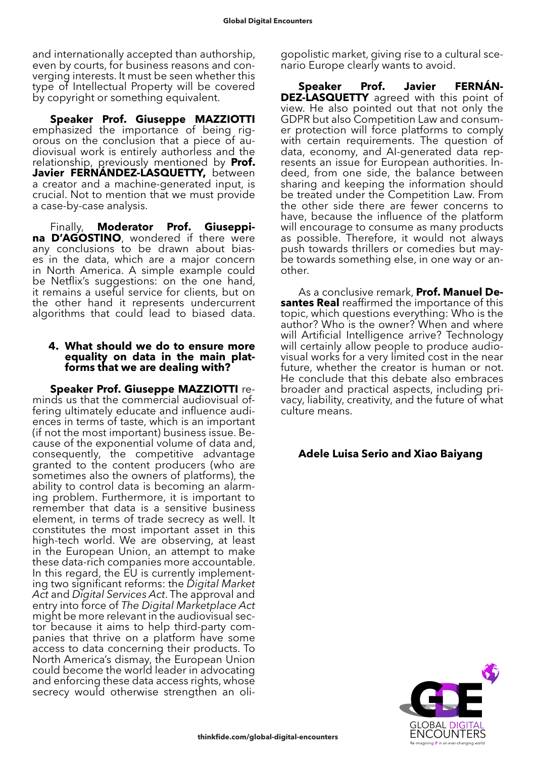and internationally accepted than authorship, even by courts, for business reasons and converging interests. It must be seen whether this type of Intellectual Property will be covered by copyright or something equivalent.

**Speaker Prof. Giuseppe MAZZIOTTI** emphasized the importance of being rigorous on the conclusion that a piece of audiovisual work is entirely authorless and the relationship, previously mentioned by **Prof. Javier FERNÁNDEZ-LASQUETTY,** between a creator and a machine-generated input, is crucial. Not to mention that we must provide a case-by-case analysis.

Finally, **Moderator Prof. Giuseppina D'AGOSTINO**, wondered if there were any conclusions to be drawn about biases in the data, which are a major concern in North America. A simple example could be Netflix's suggestions: on the one hand, it remains a useful service for clients, but on the other hand it represents undercurrent algorithms that could lead to biased data.

### 4. What should we do to ensure more equality on data in the main platforms that we are dealing with?

**Speaker Prof. Giuseppe MAZZIOTTI** reminds us that the commercial audiovisual offering ultimately educate and influence audiences in terms of taste, which is an important (if not the most important) business issue. Because of the exponential volume of data and, consequently, the competitive advantage granted to the content producers (who are sometimes also the owners of platforms), the ability to control data is becoming an alarming problem. Furthermore, it is important to remember that data is a sensitive business element, in terms of trade secrecy as well. It constitutes the most important asset in this high-tech world. We are observing, at least in the European Union, an attempt to make these data-rich companies more accountable. In this regard, the EU is currently implementing two significant reforms: the *Digital Market Act* and *Digital Services Act*. The approval and entry into force of *The Digital Marketplace Act* might be more relevant in the audiovisual sector because it aims to help third-party companies that thrive on a platform have some access to data concerning their products. To North America's dismay, the European Union could become the world leader in advocating and enforcing these data access rights, whose secrecy would otherwise strengthen an oligopolistic market, giving rise to a cultural scenario Europe clearly wants to avoid.

**Speaker Prof. Javier FERNÁNDEZ-LASQUETTY** agreed with this point of view. He also pointed out that not only the GDPR but also Competition Law and consumer protection will force platforms to comply with certain requirements. The question of data, economy, and AI-generated data represents an issue for European authorities. Indeed, from one side, the balance between sharing and keeping the information should be treated under the Competition Law. From the other side there are fewer concerns to have, because the influence of the platform will encourage to consume as many products as possible. Therefore, it would not always push towards thrillers or comedies but maybe towards something else, in one way or another.

As a conclusive remark, **Prof. Manuel Desantes Real** reaffirmed the importance of this topic, which questions everything: Who is the author? Who is the owner? When and where will Artificial Intelligence arrive? Technology will certainly allow people to produce audiovisual works for a very limited cost in the near future, whether the creator is human or not. He conclude that this debate also embraces broader and practical aspects, including privacy, liability, creativity, and the future of what culture means.

**Adele Luisa Serio and Xiao Baiyang**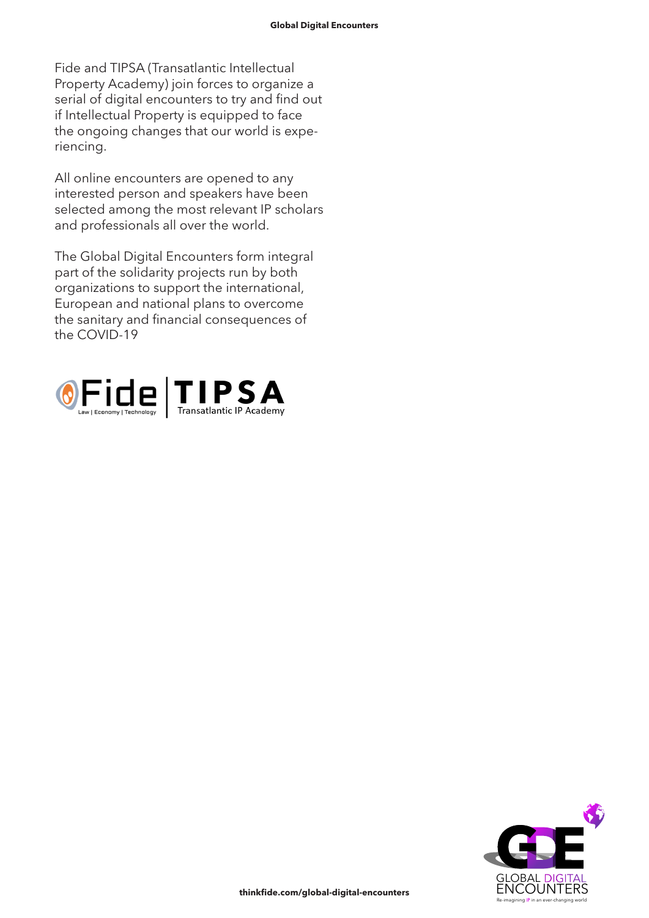Fide and TIPSA (Transatlantic Intellectual Property Academy) join forces to organize a serial of digital encounters to try and find out if Intellectual Property is equipped to face the ongoing changes that our world is experiencing.

All online encounters are opened to any interested person and speakers have been selected among the most relevant IP scholars and professionals all over the world.

The Global Digital Encounters form integral part of the solidarity projects run by both organizations to support the international, European and national plans to overcome the sanitary and financial consequences of the COVID-19

Fide Law | Economy | Technology | TIPSA Transatlantic IP Academy

**thinkfide.com/global-digital-encounters**

GDE GLOBAL DIGITAL ENCOUNTERS

Re-imagining IP in an ever-changing world